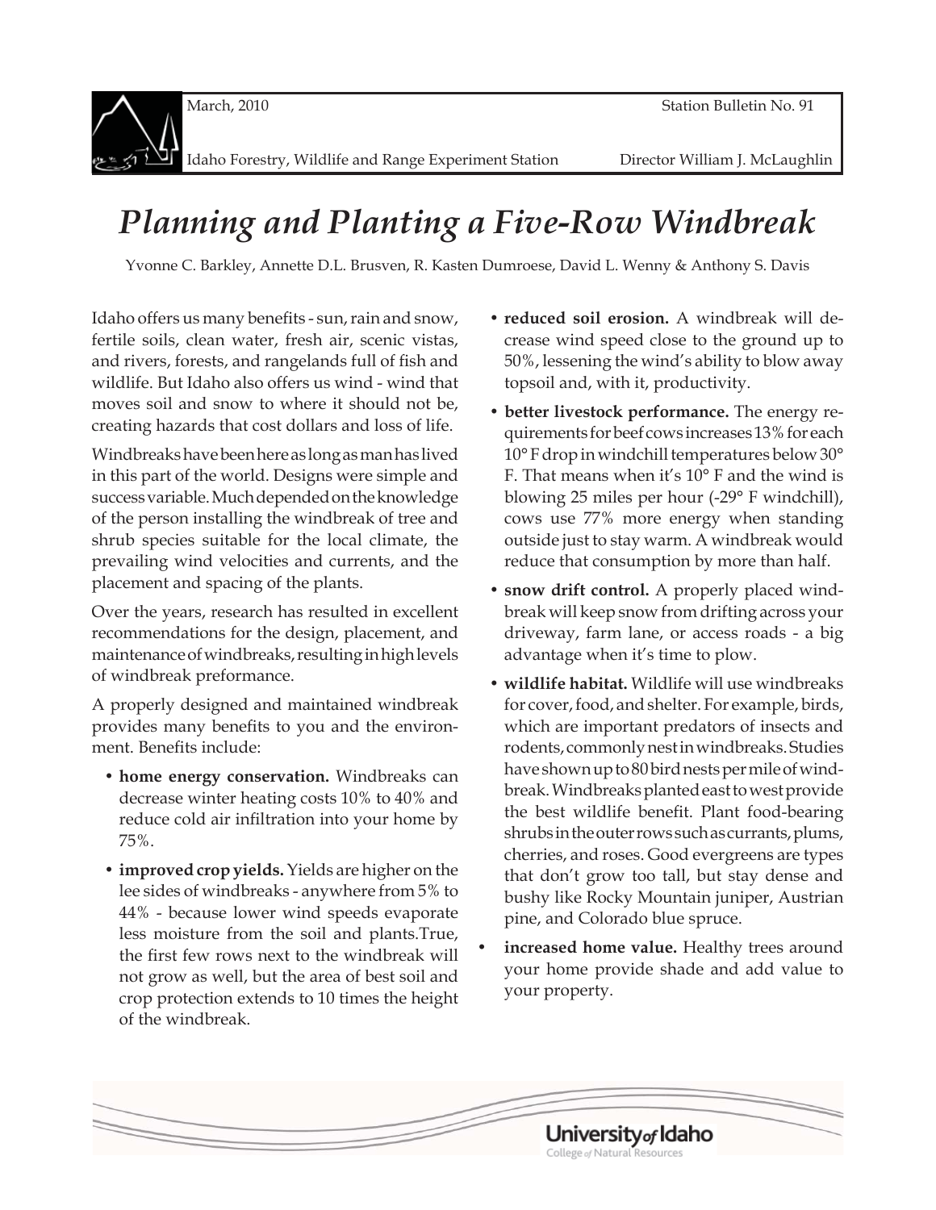March, 2010 Station Bulletin No. 91

Idaho Forestry, Wildlife and Range Experiment Station Director William J. McLaughlin

# *Planning and Planting a Five-Row Windbreak*

Yvonne C. Barkley, Annette D.L. Brusven, R. Kasten Dumroese, David L. Wenny & Anthony S. Davis

Idaho offers us many benefits - sun, rain and snow, fertile soils, clean water, fresh air, scenic vistas, and rivers, forests, and rangelands full of fish and wildlife. But Idaho also offers us wind - wind that moves soil and snow to where it should not be, creating hazards that cost dollars and loss of life.

Windbreaks have been here as long as man has lived in this part of the world. Designs were simple and success variable. Much depended on the knowledge of the person installing the windbreak of tree and shrub species suitable for the local climate, the prevailing wind velocities and currents, and the placement and spacing of the plants.

Over the years, research has resulted in excellent recommendations for the design, placement, and maintenance of windbreaks, resulting in high levels of windbreak preformance.

A properly designed and maintained windbreak provides many benefits to you and the environment. Benefits include:

- **home energy conservation.** Windbreaks can decrease winter heating costs 10% to 40% and reduce cold air infiltration into your home by 75%.
- **improved crop yields.** Yields are higher on the lee sides of windbreaks - anywhere from 5% to 44% - because lower wind speeds evaporate less moisture from the soil and plants.True, the first few rows next to the windbreak will not grow as well, but the area of best soil and crop protection extends to 10 times the height of the windbreak.
- **reduced soil erosion.** A windbreak will decrease wind speed close to the ground up to 50%, lessening the wind's ability to blow away topsoil and, with it, productivity.
- **better livestock performance.** The energy requirements for beef cows increases 13% for each 10° F drop in windchill temperatures below 30° F. That means when it's 10° F and the wind is blowing 25 miles per hour (-29° F windchill), cows use 77% more energy when standing outside just to stay warm. A windbreak would reduce that consumption by more than half.
- **snow drift control.** A properly placed windbreak will keep snow from drifting across your driveway, farm lane, or access roads - a big advantage when it's time to plow.
- **wildlife habitat.** Wildlife will use windbreaks for cover, food, and shelter. For example, birds, which are important predators of insects and rodents, commonly nest in windbreaks. Studies have shown up to 80 bird nests per mile of windbreak. Windbreaks planted east to west provide the best wildlife benefit. Plant food-bearing shrubs in the outer rows such as currants, plums, cherries, and roses. Good evergreens are types that don't grow too tall, but stay dense and bushy like Rocky Mountain juniper, Austrian pine, and Colorado blue spruce.
- **increased home value.** Healthy trees around your home provide shade and add value to your property.

University of Idaho
College of Natural Resources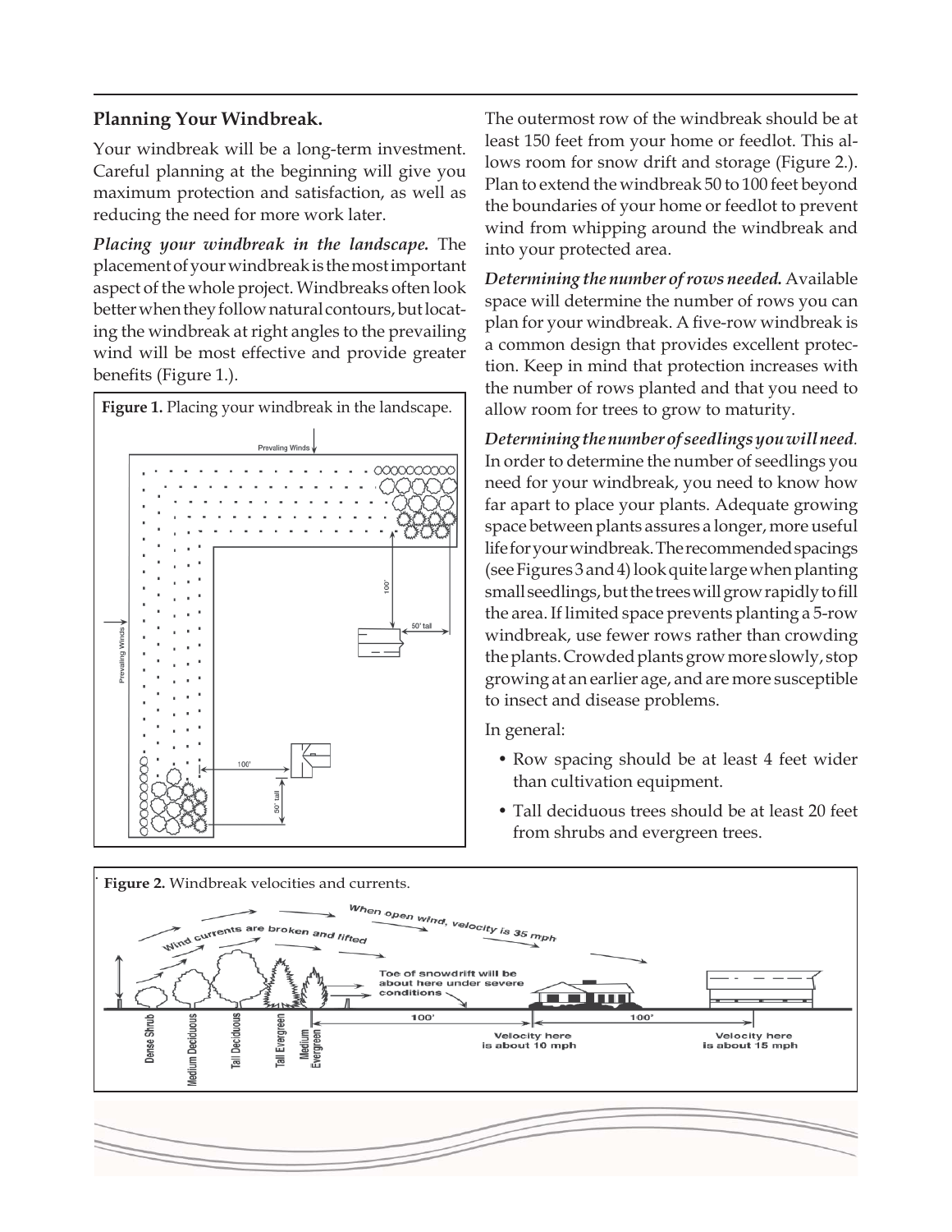## Planning Your Windbreak.

Your windbreak will be a long-term investment. Careful planning at the beginning will give you maximum protection and satisfaction, as well as reducing the need for more work later.

***Placing your windbreak in the landscape.*** The placement of your windbreak is the most important aspect of the whole project. Windbreaks often look better when they follow natural contours, but locating the windbreak at right angles to the prevailing wind will be most effective and provide greater benefits (Figure 1.).

**Figure 1.** Placing your windbreak in the landscape.

The outermost row of the windbreak should be at least 150 feet from your home or feedlot. This allows room for snow drift and storage (Figure 2.). Plan to extend the windbreak 50 to 100 feet beyond the boundaries of your home or feedlot to prevent wind from whipping around the windbreak and into your protected area.

***Determining the number of rows needed.*** Available space will determine the number of rows you can plan for your windbreak. A five-row windbreak is a common design that provides excellent protection. Keep in mind that protection increases with the number of rows planted and that you need to allow room for trees to grow to maturity.

***Determining the number of seedlings you will need.*** In order to determine the number of seedlings you need for your windbreak, you need to know how far apart to place your plants. Adequate growing space between plants assures a longer, more useful life for your windbreak. The recommended spacings (see Figures 3 and 4) look quite large when planting small seedlings, but the trees will grow rapidly to fill the area. If limited space prevents planting a 5-row windbreak, use fewer rows rather than crowding the plants. Crowded plants grow more slowly, stop growing at an earlier age, and are more susceptible to insect and disease problems.

In general:

- Row spacing should be at least 4 feet wider than cultivation equipment.
- Tall deciduous trees should be at least 20 feet from shrubs and evergreen trees.

**Figure 2.** Windbreak velocities and currents.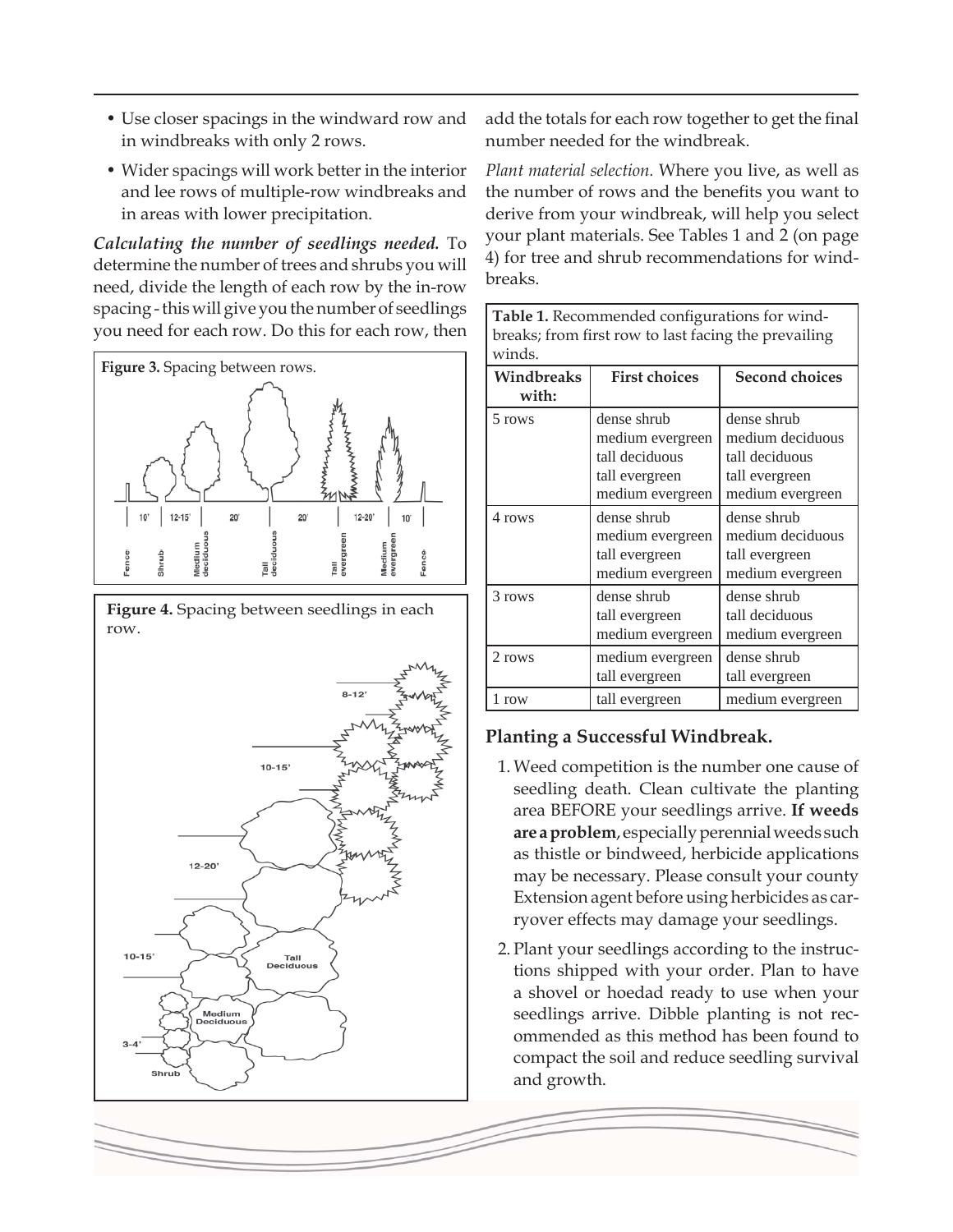- Use closer spacings in the windward row and in windbreaks with only 2 rows.
- Wider spacings will work better in the interior and lee rows of multiple-row windbreaks and in areas with lower precipitation.

***Calculating the number of seedlings needed.*** To determine the number of trees and shrubs you will need, divide the length of each row by the in-row spacing - this will give you the number of seedlings you need for each row. Do this for each row, then add the totals for each row together to get the final number needed for the windbreak.

**Figure 3.** Spacing between rows.

**Figure 4.** Spacing between seedlings in each row.

*Plant material selection.* Where you live, as well as the number of rows and the benefits you want to derive from your windbreak, will help you select your plant materials. See Tables 1 and 2 (on page 4) for tree and shrub recommendations for windbreaks.

**Table 1.** Recommended configurations for windbreaks; from first row to last facing the prevailing winds.

| Windbreaks with: | First choices | Second choices |
|---|---|---|
| 5 rows | dense shrub<br>medium evergreen<br>tall deciduous<br>tall evergreen<br>medium evergreen | dense shrub<br>medium deciduous<br>tall deciduous<br>tall evergreen<br>medium evergreen |
| 4 rows | dense shrub<br>medium evergreen<br>tall evergreen<br>medium evergreen | dense shrub<br>medium deciduous<br>tall evergreen<br>medium evergreen |
| 3 rows | dense shrub<br>tall evergreen<br>medium evergreen | dense shrub<br>tall deciduous<br>medium evergreen |
| 2 rows | medium evergreen<br>tall evergreen | dense shrub<br>tall evergreen |
| 1 row | tall evergreen | medium evergreen |

## Planting a Successful Windbreak.

1. Weed competition is the number one cause of seedling death. Clean cultivate the planting area BEFORE your seedlings arrive. **If weeds are a problem**, especially perennial weeds such as thistle or bindweed, herbicide applications may be necessary. Please consult your county Extension agent before using herbicides as carryover effects may damage your seedlings.
2. Plant your seedlings according to the instructions shipped with your order. Plan to have a shovel or hoedad ready to use when your seedlings arrive. Dibble planting is not recommended as this method has been found to compact the soil and reduce seedling survival and growth.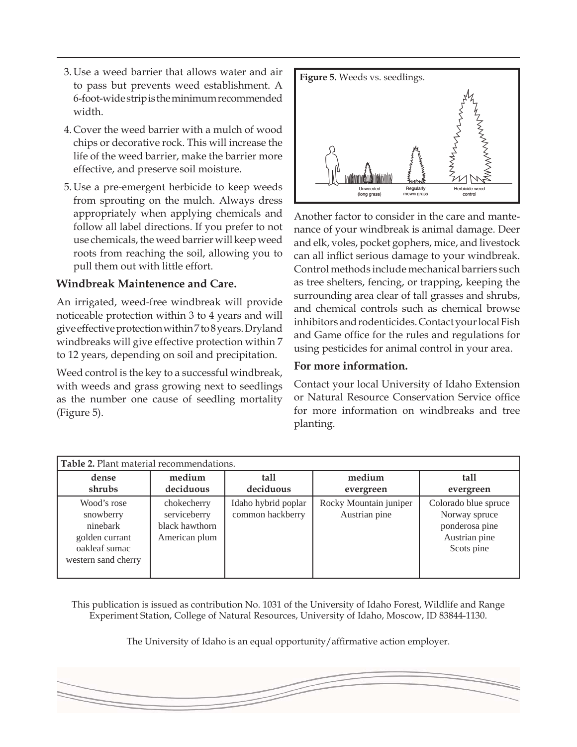3. Use a weed barrier that allows water and air to pass but prevents weed establishment. A 6-foot-wide strip is the minimum recommended width.
4. Cover the weed barrier with a mulch of wood chips or decorative rock. This will increase the life of the weed barrier, make the barrier more effective, and preserve soil moisture.
5. Use a pre-emergent herbicide to keep weeds from sprouting on the mulch. Always dress appropriately when applying chemicals and follow all label directions. If you prefer to not use chemicals, the weed barrier will keep weed roots from reaching the soil, allowing you to pull them out with little effort.

### Windbreak Maintenence and Care.

An irrigated, weed-free windbreak will provide noticeable protection within 3 to 4 years and will give effective protection within 7 to 8 years. Dryland windbreaks will give effective protection within 7 to 12 years, depending on soil and precipitation.

Weed control is the key to a successful windbreak, with weeds and grass growing next to seedlings as the number one cause of seedling mortality (Figure 5).

**Figure 5.** Weeds vs. seedlings.

Unweeded (long grass)

Regularly mown grass

Herbicide weed control

Another factor to consider in the care and mantenance of your windbreak is animal damage. Deer and elk, voles, pocket gophers, mice, and livestock can all inflict serious damage to your windbreak. Control methods include mechanical barriers such as tree shelters, fencing, or trapping, keeping the surrounding area clear of tall grasses and shrubs, and chemical controls such as chemical browse inhibitors and rodenticides. Contact your local Fish and Game office for the rules and regulations for using pesticides for animal control in your area.

### For more information.

Contact your local University of Idaho Extension or Natural Resource Conservation Service office for more information on windbreaks and tree planting.

**Table 2.** Plant material recommendations.

| dense shrubs | medium deciduous | tall deciduous | medium evergreen | tall evergreen |
|---|---|---|---|---|
| Wood's rose | chokecherry | Idaho hybrid poplar | Rocky Mountain juniper | Colorado blue spruce |
| snowberry | serviceberry | common hackberry | Austrian pine | Norway spruce |
| ninebark | black hawthorn | | | ponderosa pine |
| golden currant | American plum | | | Austrian pine |
| oakleaf sumac | | | | Scots pine |
| western sand cherry | | | | |

This publication is issued as contribution No. 1031 of the University of Idaho Forest, Wildlife and Range Experiment Station, College of Natural Resources, University of Idaho, Moscow, ID 83844-1130.

The University of Idaho is an equal opportunity/affirmative action employer.